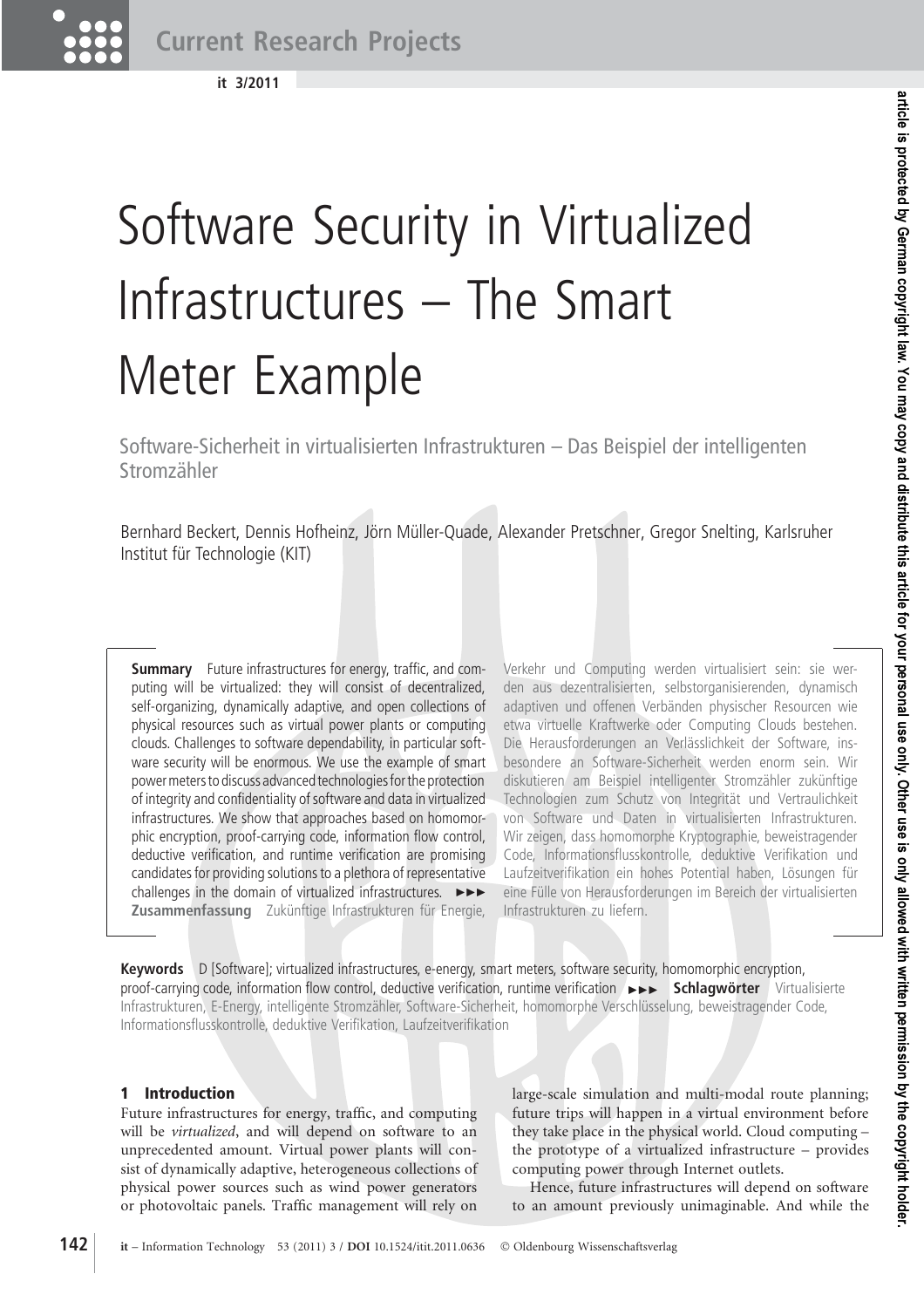# Software Security in Virtualized Infrastructures – The Smart Meter Example

Software-Sicherheit in virtualisierten Infrastrukturen – Das Beispiel der intelligenten Stromzähler

Bernhard Beckert, Dennis Hofheinz, Jörn Müller-Quade, Alexander Pretschner, Gregor Snelting, Karlsruher Institut für Technologie (KIT)

**Summary** Future infrastructures for energy, traffic, and computing will be virtualized: they will consist of decentralized, self-organizing, dynamically adaptive, and open collections of physical resources such as virtual power plants or computing clouds. Challenges to software dependability, in particular software security will be enormous. We use the example of smart power meters to discuss advanced technologies for the protection of integrity and confidentiality of software and data in virtualized infrastructures. We show that approaches based on homomorphic encryption, proof-carrying code, information flow control, deductive verification, and runtime verification are promising candidates for providing solutions to a plethora of representative challenges in the domain of virtualized infrastructures. ►►► **Zusammenfassung** Zukünftige Infrastrukturen für Energie, Verkehr und Computing werden virtualisiert sein: sie werden aus dezentralisierten, selbstorganisierenden, dynamisch adaptiven und offenen Verbänden physischer Resourcen wie etwa virtuelle Kraftwerke oder Computing Clouds bestehen. Die Herausforderungen an Verlässlichkeit der Software, insbesondere an Software-Sicherheit werden enorm sein. Wir diskutieren am Beispiel intelligenter Stromzähler zukünftige Technologien zum Schutz von Integrität und Vertraulichkeit von Software und Daten in virtualisierten Infrastrukturen. Wir zeigen, dass homomorphe Kryptographie, beweistragender Code, Informationsflusskontrolle, deduktive Verifikation und Laufzeitverifikation ein hohes Potential haben, Lösungen für eine Fülle von Herausforderungen im Bereich der virtualisierten Infrastrukturen zu liefern.

**Keywords** D [Software]; virtualized infrastructures, e-energy, smart meters, software security, homomorphic encryption, proof-carrying code, information flow control, deductive verification, runtime verification ►►► **Schlagwörter** Virtualisierte Infrastrukturen, E-Energy, intelligente Stromzähler, Software-Sicherheit, homomorphe Verschlüsselung, beweistragender Code, Informationsflusskontrolle, deduktive Verifikation, Laufzeitverifikation

## 1 Introduction

Future infrastructures for energy, traffic, and computing will be *virtualized*, and will depend on software to an unprecedented amount. Virtual power plants will consist of dynamically adaptive, heterogeneous collections of physical power sources such as wind power generators or photovoltaic panels. Traffic management will rely on large-scale simulation and multi-modal route planning; future trips will happen in a virtual environment before they take place in the physical world. Cloud computing – the prototype of a virtualized infrastructure – provides computing power through Internet outlets.

Hence, future infrastructures will depend on software to an amount previously unimaginable. And while the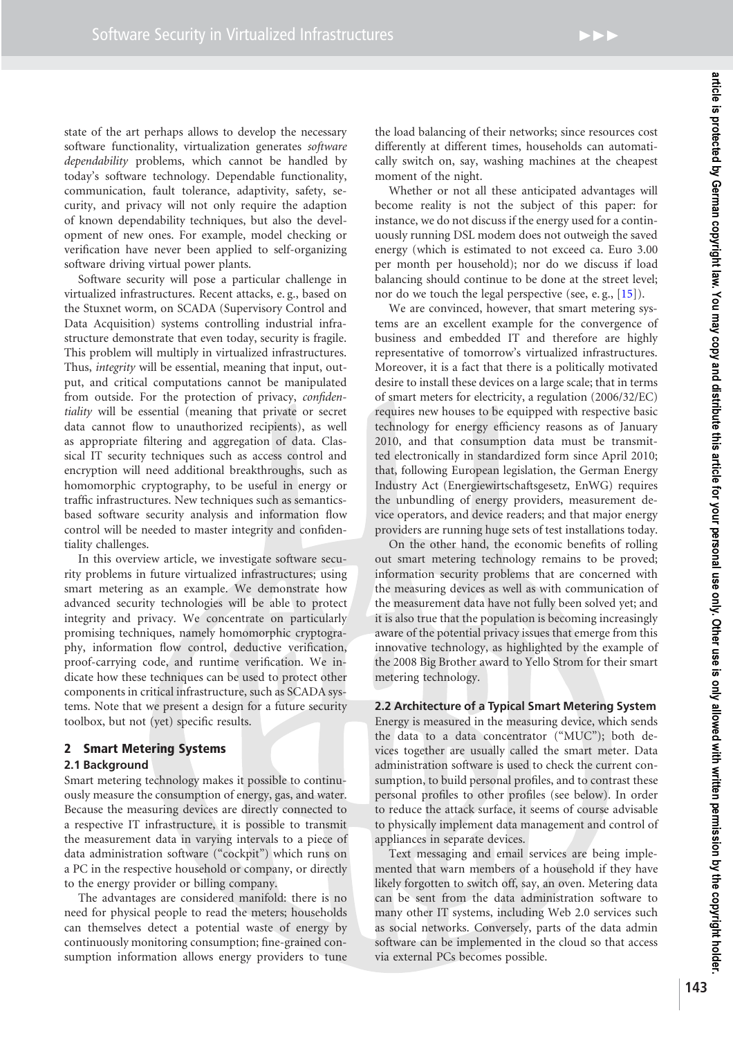state of the art perhaps allows to develop the necessary software functionality, virtualization generates *software dependability* problems, which cannot be handled by today's software technology. Dependable functionality, communication, fault tolerance, adaptivity, safety, security, and privacy will not only require the adaption of known dependability techniques, but also the development of new ones. For example, model checking or verification have never been applied to self-organizing software driving virtual power plants.

Software security will pose a particular challenge in virtualized infrastructures. Recent attacks, e. g., based on the Stuxnet worm, on SCADA (Supervisory Control and Data Acquisition) systems controlling industrial infrastructure demonstrate that even today, security is fragile. This problem will multiply in virtualized infrastructures. Thus, *integrity* will be essential, meaning that input, output, and critical computations cannot be manipulated from outside. For the protection of privacy, *confidentiality* will be essential (meaning that private or secret data cannot flow to unauthorized recipients), as well as appropriate filtering and aggregation of data. Classical IT security techniques such as access control and encryption will need additional breakthroughs, such as homomorphic cryptography, to be useful in energy or traffic infrastructures. New techniques such as semantics-based software security analysis and information flow control will be needed to master integrity and confidentiality challenges.

In this overview article, we investigate software security problems in future virtualized infrastructures; using smart metering as an example. We demonstrate how advanced security technologies will be able to protect integrity and privacy. We concentrate on particularly promising techniques, namely homomorphic cryptography, information flow control, deductive verification, proof-carrying code, and runtime verification. We indicate how these techniques can be used to protect other components in critical infrastructure, such as SCADA systems. Note that we present a design for a future security toolbox, but not (yet) specific results.

## 2 Smart Metering Systems

### 2.1 Background

Smart metering technology makes it possible to continuously measure the consumption of energy, gas, and water. Because the measuring devices are directly connected to a respective IT infrastructure, it is possible to transmit the measurement data in varying intervals to a piece of data administration software ("cockpit") which runs on a PC in the respective household or company, or directly to the energy provider or billing company.

The advantages are considered manifold: there is no need for physical people to read the meters; households can themselves detect a potential waste of energy by continuously monitoring consumption; fine-grained consumption information allows energy providers to tune the load balancing of their networks; since resources cost differently at different times, households can automatically switch on, say, washing machines at the cheapest moment of the night.

Whether or not all these anticipated advantages will become reality is not the subject of this paper: for instance, we do not discuss if the energy used for a continuously running DSL modem does not outweigh the saved energy (which is estimated to not exceed ca. Euro 3.00 per month per household); nor do we discuss if load balancing should continue to be done at the street level; nor do we touch the legal perspective (see, e. g., [15]).

We are convinced, however, that smart metering systems are an excellent example for the convergence of business and embedded IT and therefore are highly representative of tomorrow's virtualized infrastructures. Moreover, it is a fact that there is a politically motivated desire to install these devices on a large scale; that in terms of smart meters for electricity, a regulation (2006/32/EC) requires new houses to be equipped with respective basic technology for energy efficiency reasons as of January 2010, and that consumption data must be transmitted electronically in standardized form since April 2010; that, following European legislation, the German Energy Industry Act (Energiewirtschaftsgesetz, EnWG) requires the unbundling of energy providers, measurement device operators, and device readers; and that major energy providers are running huge sets of test installations today.

On the other hand, the economic benefits of rolling out smart metering technology remains to be proved; information security problems that are concerned with the measuring devices as well as with communication of the measurement data have not fully been solved yet; and it is also true that the population is becoming increasingly aware of the potential privacy issues that emerge from this innovative technology, as highlighted by the example of the 2008 Big Brother award to Yello Strom for their smart metering technology.

### 2.2 Architecture of a Typical Smart Metering System

Energy is measured in the measuring device, which sends the data to a data concentrator ("MUC"); both devices together are usually called the smart meter. Data administration software is used to check the current consumption, to build personal profiles, and to contrast these personal profiles to other profiles (see below). In order to reduce the attack surface, it seems of course advisable to physically implement data management and control of appliances in separate devices.

Text messaging and email services are being implemented that warn members of a household if they have likely forgotten to switch off, say, an oven. Metering data can be sent from the data administration software to many other IT systems, including Web 2.0 services such as social networks. Conversely, parts of the data admin software can be implemented in the cloud so that access via external PCs becomes possible.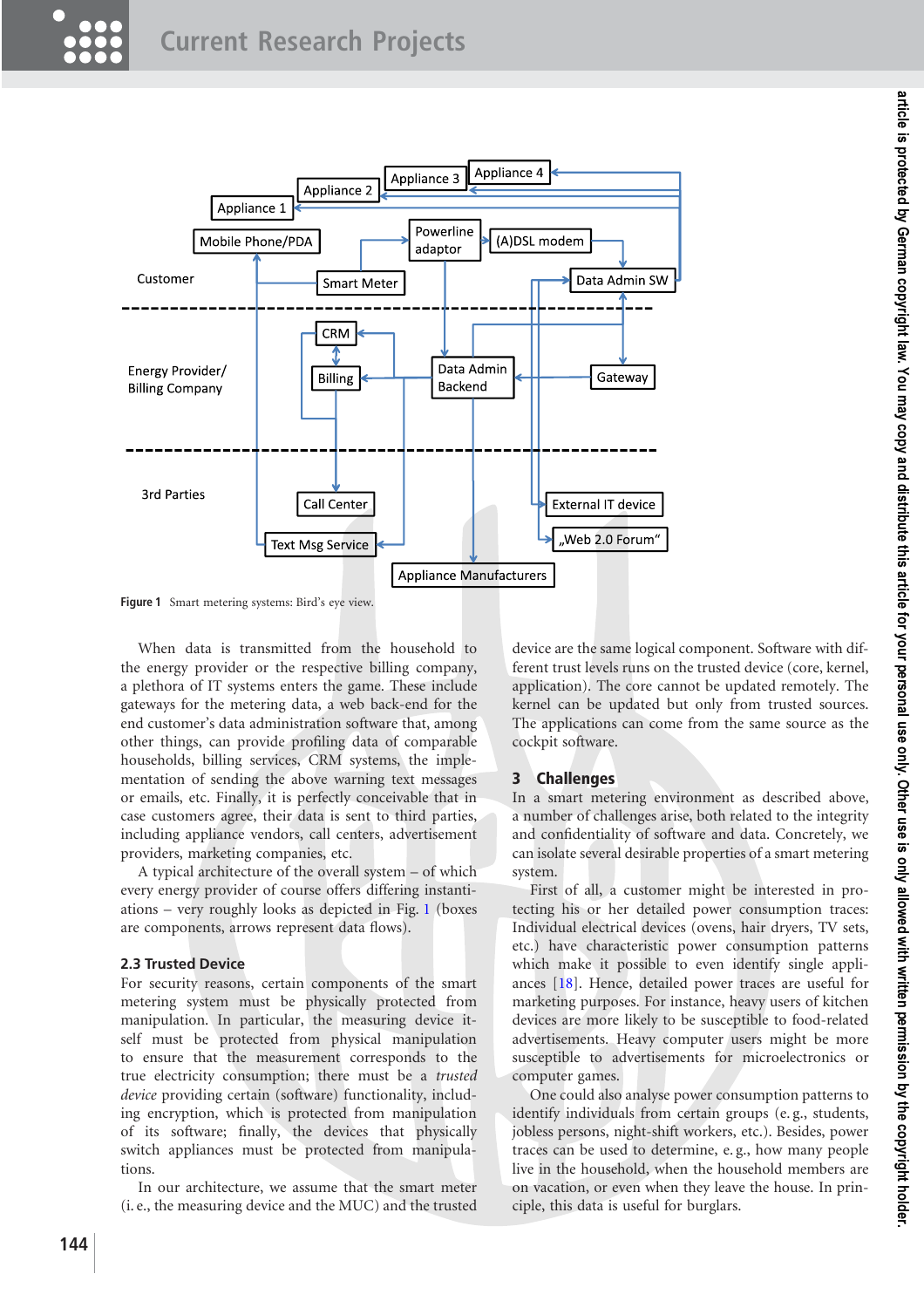Customer

Energy Provider/ Billing Company

3rd Parties

Appliance 1

Appliance 2

Appliance 3

Appliance 4

Mobile Phone/PDA

Powerline adaptor

(A)DSL modem

Smart Meter

Data Admin SW

CRM

Billing

Data Admin Backend

Gateway

Call Center

External IT device

„Web 2.0 Forum"

Text Msg Service

Appliance Manufacturers

**Figure 1** Smart metering systems: Bird's eye view.

When data is transmitted from the household to the energy provider or the respective billing company, a plethora of IT systems enters the game. These include gateways for the metering data, a web back-end for the end customer's data administration software that, among other things, can provide profiling data of comparable households, billing services, CRM systems, the implementation of sending the above warning text messages or emails, etc. Finally, it is perfectly conceivable that in case customers agree, their data is sent to third parties, including appliance vendors, call centers, advertisement providers, marketing companies, etc.

A typical architecture of the overall system – of which every energy provider of course offers differing instantiations – very roughly looks as depicted in Fig. 1 (boxes are components, arrows represent data flows).

### 2.3 Trusted Device

For security reasons, certain components of the smart metering system must be physically protected from manipulation. In particular, the measuring device itself must be protected from physical manipulation to ensure that the measurement corresponds to the true electricity consumption; there must be a *trusted device* providing certain (software) functionality, including encryption, which is protected from manipulation of its software; finally, the devices that physically switch appliances must be protected from manipulations.

In our architecture, we assume that the smart meter (i. e., the measuring device and the MUC) and the trusted device are the same logical component. Software with different trust levels runs on the trusted device (core, kernel, application). The core cannot be updated remotely. The kernel can be updated but only from trusted sources. The applications can come from the same source as the cockpit software.

## 3 Challenges

In a smart metering environment as described above, a number of challenges arise, both related to the integrity and confidentiality of software and data. Concretely, we can isolate several desirable properties of a smart metering system.

First of all, a customer might be interested in protecting his or her detailed power consumption traces: Individual electrical devices (ovens, hair dryers, TV sets, etc.) have characteristic power consumption patterns which make it possible to even identify single appliances [18]. Hence, detailed power traces are useful for marketing purposes. For instance, heavy users of kitchen devices are more likely to be susceptible to food-related advertisements. Heavy computer users might be more susceptible to advertisements for microelectronics or computer games.

One could also analyse power consumption patterns to identify individuals from certain groups (e. g., students, jobless persons, night-shift workers, etc.). Besides, power traces can be used to determine, e. g., how many people live in the household, when the household members are on vacation, or even when they leave the house. In principle, this data is useful for burglars.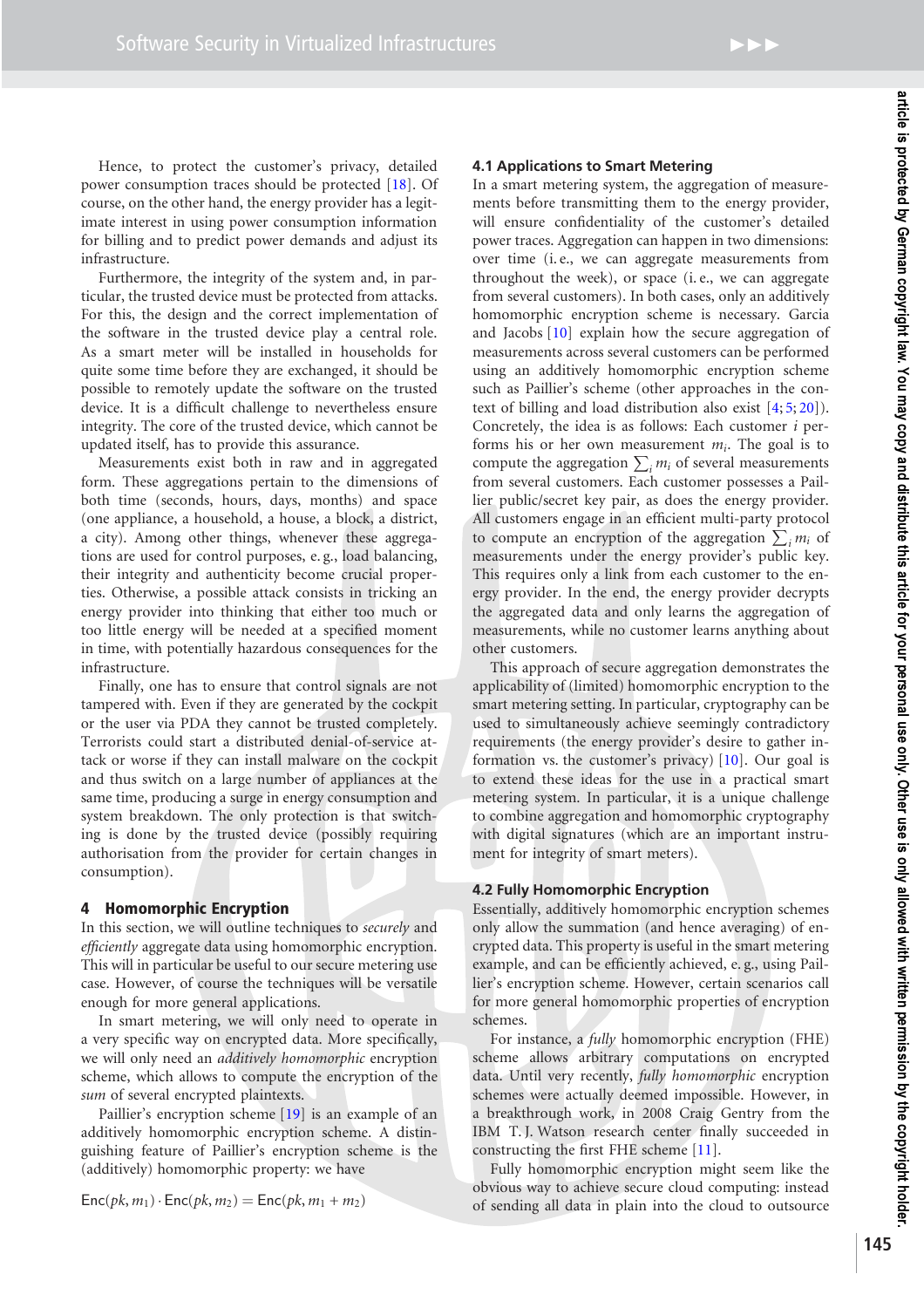Hence, to protect the customer's privacy, detailed power consumption traces should be protected [18]. Of course, on the other hand, the energy provider has a legitimate interest in using power consumption information for billing and to predict power demands and adjust its infrastructure.

Furthermore, the integrity of the system and, in particular, the trusted device must be protected from attacks. For this, the design and the correct implementation of the software in the trusted device play a central role. As a smart meter will be installed in households for quite some time before they are exchanged, it should be possible to remotely update the software on the trusted device. It is a difficult challenge to nevertheless ensure integrity. The core of the trusted device, which cannot be updated itself, has to provide this assurance.

Measurements exist both in raw and in aggregated form. These aggregations pertain to the dimensions of both time (seconds, hours, days, months) and space (one appliance, a household, a house, a block, a district, a city). Among other things, whenever these aggregations are used for control purposes, e. g., load balancing, their integrity and authenticity become crucial properties. Otherwise, a possible attack consists in tricking an energy provider into thinking that either too much or too little energy will be needed at a specified moment in time, with potentially hazardous consequences for the infrastructure.

Finally, one has to ensure that control signals are not tampered with. Even if they are generated by the cockpit or the user via PDA they cannot be trusted completely. Terrorists could start a distributed denial-of-service attack or worse if they can install malware on the cockpit and thus switch on a large number of appliances at the same time, producing a surge in energy consumption and system breakdown. The only protection is that switching is done by the trusted device (possibly requiring authorisation from the provider for certain changes in consumption).

## 4 Homomorphic Encryption

In this section, we will outline techniques to *securely* and *efficiently* aggregate data using homomorphic encryption. This will in particular be useful to our secure metering use case. However, of course the techniques will be versatile enough for more general applications.

In smart metering, we will only need to operate in a very specific way on encrypted data. More specifically, we will only need an *additively homomorphic* encryption scheme, which allows to compute the encryption of the *sum* of several encrypted plaintexts.

Paillier's encryption scheme [19] is an example of an additively homomorphic encryption scheme. A distinguishing feature of Paillier's encryption scheme is the (additively) homomorphic property: we have

$$\mathsf{Enc}(pk, m_1) \cdot \mathsf{Enc}(pk, m_2) = \mathsf{Enc}(pk, m_1 + m_2)$$

### 4.1 Applications to Smart Metering

In a smart metering system, the aggregation of measurements before transmitting them to the energy provider, will ensure confidentiality of the customer's detailed power traces. Aggregation can happen in two dimensions: over time (i. e., we can aggregate measurements from throughout the week), or space (i. e., we can aggregate from several customers). In both cases, only an additively homomorphic encryption scheme is necessary. Garcia and Jacobs [10] explain how the secure aggregation of measurements across several customers can be performed using an additively homomorphic encryption scheme such as Paillier's scheme (other approaches in the context of billing and load distribution also exist [4; 5; 20]). Concretely, the idea is as follows: Each customer $i$ performs his or her own measurement $m_i$. The goal is to compute the aggregation $\sum_i m_i$ of several measurements from several customers. Each customer possesses a Paillier public/secret key pair, as does the energy provider. All customers engage in an efficient multi-party protocol to compute an encryption of the aggregation $\sum_i m_i$ of measurements under the energy provider's public key. This requires only a link from each customer to the energy provider. In the end, the energy provider decrypts the aggregated data and only learns the aggregation of measurements, while no customer learns anything about other customers.

This approach of secure aggregation demonstrates the applicability of (limited) homomorphic encryption to the smart metering setting. In particular, cryptography can be used to simultaneously achieve seemingly contradictory requirements (the energy provider's desire to gather information vs. the customer's privacy) [10]. Our goal is to extend these ideas for the use in a practical smart metering system. In particular, it is a unique challenge to combine aggregation and homomorphic cryptography with digital signatures (which are an important instrument for integrity of smart meters).

### 4.2 Fully Homomorphic Encryption

Essentially, additively homomorphic encryption schemes only allow the summation (and hence averaging) of encrypted data. This property is useful in the smart metering example, and can be efficiently achieved, e. g., using Paillier's encryption scheme. However, certain scenarios call for more general homomorphic properties of encryption schemes.

For instance, a *fully* homomorphic encryption (FHE) scheme allows arbitrary computations on encrypted data. Until very recently, *fully homomorphic* encryption schemes were actually deemed impossible. However, in a breakthrough work, in 2008 Craig Gentry from the IBM T. J. Watson research center finally succeeded in constructing the first FHE scheme [11].

Fully homomorphic encryption might seem like the obvious way to achieve secure cloud computing: instead of sending all data in plain into the cloud to outsource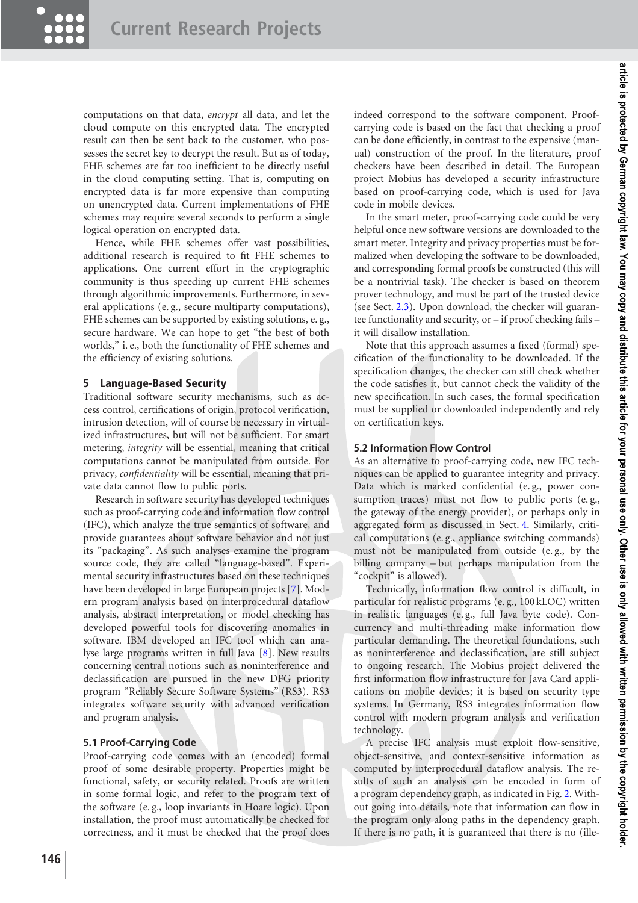computations on that data, *encrypt* all data, and let the cloud compute on this encrypted data. The encrypted result can then be sent back to the customer, who possesses the secret key to decrypt the result. But as of today, FHE schemes are far too inefficient to be directly useful in the cloud computing setting. That is, computing on encrypted data is far more expensive than computing on unencrypted data. Current implementations of FHE schemes may require several seconds to perform a single logical operation on encrypted data.

Hence, while FHE schemes offer vast possibilities, additional research is required to fit FHE schemes to applications. One current effort in the cryptographic community is thus speeding up current FHE schemes through algorithmic improvements. Furthermore, in several applications (e. g., secure multiparty computations), FHE schemes can be supported by existing solutions, e. g., secure hardware. We can hope to get "the best of both worlds," i. e., both the functionality of FHE schemes and the efficiency of existing solutions.

## 5 Language-Based Security

Traditional software security mechanisms, such as access control, certifications of origin, protocol verification, intrusion detection, will of course be necessary in virtualized infrastructures, but will not be sufficient. For smart metering, *integrity* will be essential, meaning that critical computations cannot be manipulated from outside. For privacy, *confidentiality* will be essential, meaning that private data cannot flow to public ports.

Research in software security has developed techniques such as proof-carrying code and information flow control (IFC), which analyze the true semantics of software, and provide guarantees about software behavior and not just its "packaging". As such analyses examine the program source code, they are called "language-based". Experimental security infrastructures based on these techniques have been developed in large European projects [7]. Modern program analysis based on interprocedural dataflow analysis, abstract interpretation, or model checking has developed powerful tools for discovering anomalies in software. IBM developed an IFC tool which can analyse large programs written in full Java [8]. New results concerning central notions such as noninterference and declassification are pursued in the new DFG priority program "Reliably Secure Software Systems" (RS3). RS3 integrates software security with advanced verification and program analysis.

### 5.1 Proof-Carrying Code

Proof-carrying code comes with an (encoded) formal proof of some desirable property. Properties might be functional, safety, or security related. Proofs are written in some formal logic, and refer to the program text of the software (e. g., loop invariants in Hoare logic). Upon installation, the proof must automatically be checked for correctness, and it must be checked that the proof does indeed correspond to the software component. Proof-carrying code is based on the fact that checking a proof can be done efficiently, in contrast to the expensive (manual) construction of the proof. In the literature, proof checkers have been described in detail. The European project Mobius has developed a security infrastructure based on proof-carrying code, which is used for Java code in mobile devices.

In the smart meter, proof-carrying code could be very helpful once new software versions are downloaded to the smart meter. Integrity and privacy properties must be formalized when developing the software to be downloaded, and corresponding formal proofs be constructed (this will be a nontrivial task). The checker is based on theorem prover technology, and must be part of the trusted device (see Sect. 2.3). Upon download, the checker will guarantee functionality and security, or – if proof checking fails – it will disallow installation.

Note that this approach assumes a fixed (formal) specification of the functionality to be downloaded. If the specification changes, the checker can still check whether the code satisfies it, but cannot check the validity of the new specification. In such cases, the formal specification must be supplied or downloaded independently and rely on certification keys.

### 5.2 Information Flow Control

As an alternative to proof-carrying code, new IFC techniques can be applied to guarantee integrity and privacy. Data which is marked confidential (e. g., power consumption traces) must not flow to public ports (e. g., the gateway of the energy provider), or perhaps only in aggregated form as discussed in Sect. 4. Similarly, critical computations (e. g., appliance switching commands) must not be manipulated from outside (e. g., by the billing company – but perhaps manipulation from the "cockpit" is allowed).

Technically, information flow control is difficult, in particular for realistic programs (e. g., 100 kLOC) written in realistic languages (e. g., full Java byte code). Concurrency and multi-threading make information flow particular demanding. The theoretical foundations, such as noninterference and declassification, are still subject to ongoing research. The Mobius project delivered the first information flow infrastructure for Java Card applications on mobile devices; it is based on security type systems. In Germany, RS3 integrates information flow control with modern program analysis and verification technology.

A precise IFC analysis must exploit flow-sensitive, object-sensitive, and context-sensitive information as computed by interprocedural dataflow analysis. The results of such an analysis can be encoded in form of a program dependency graph, as indicated in Fig. 2. Without going into details, note that information can flow in the program only along paths in the dependency graph. If there is no path, it is guaranteed that there is no (ille-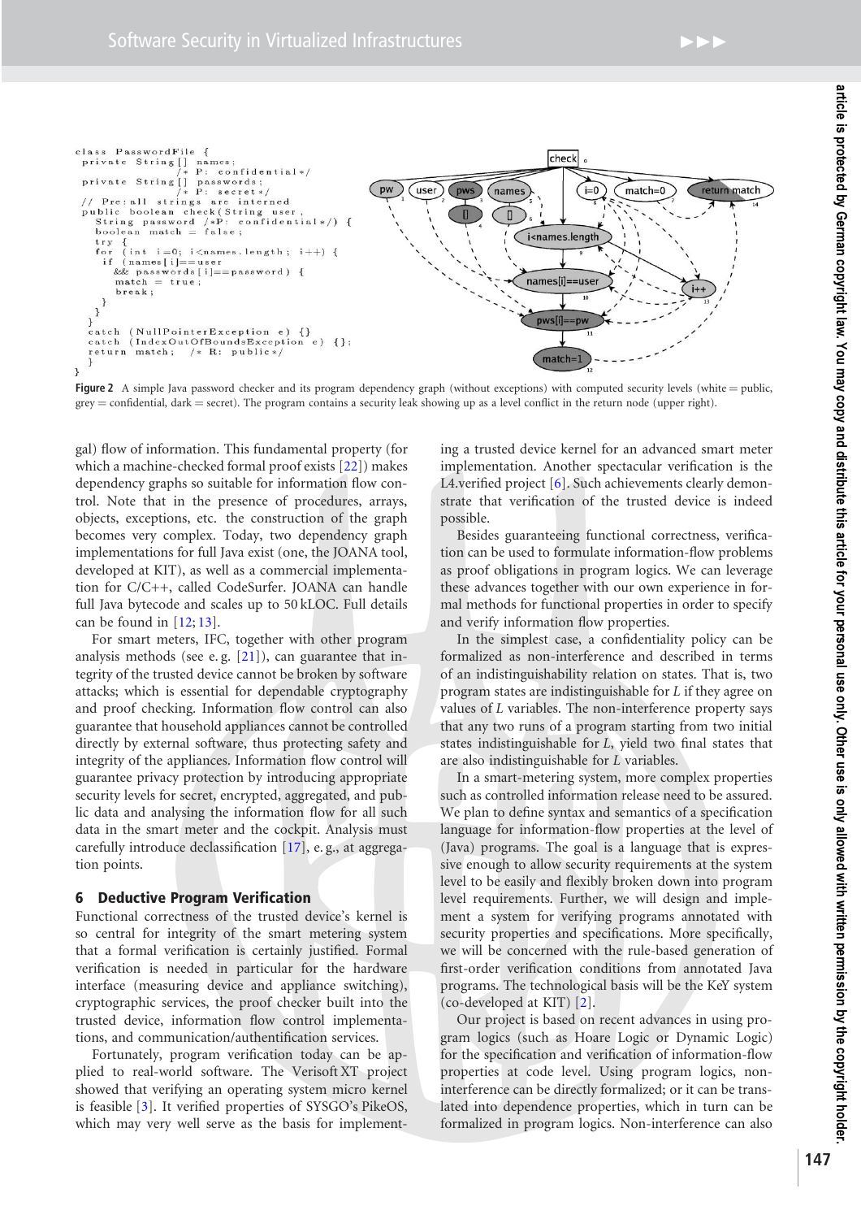```
class PasswordFile {
 private String[] names;
                /* P: confidential*/
 private String[] passwords;
                /* P: secret*/
 // Pre:all strings are interned
 public boolean check(String user,
   String password /*P: confidential*/) {
   boolean match = false;
   try {
   for (int i=0; i<names.length; i++) {
     if (names[i]==user
       && passwords[i]==password) {
       match = true;
       break;
     }
   }
 }
 catch (NullPointerException e) {}
 catch (IndexOutOfBoundsException e) {};
 return match;   /* R: public*/
 }
}
```

check
pw
user
pws
names
[]
[]
i=0
match=0
return match
i<names.length
names[i]==user
i++
pws[i]==pw
match=1

**Figure 2** A simple Java password checker and its program dependency graph (without exceptions) with computed security levels (white = public, grey = confidential, dark = secret). The program contains a security leak showing up as a level conflict in the return node (upper right).

gal) flow of information. This fundamental property (for which a machine-checked formal proof exists [22]) makes dependency graphs so suitable for information flow control. Note that in the presence of procedures, arrays, objects, exceptions, etc. the construction of the graph becomes very complex. Today, two dependency graph implementations for full Java exist (one, the JOANA tool, developed at KIT), as well as a commercial implementation for C/C++, called CodeSurfer. JOANA can handle full Java bytecode and scales up to 50 kLOC. Full details can be found in [12; 13].

For smart meters, IFC, together with other program analysis methods (see e. g. [21]), can guarantee that integrity of the trusted device cannot be broken by software attacks; which is essential for dependable cryptography and proof checking. Information flow control can also guarantee that household appliances cannot be controlled directly by external software, thus protecting safety and integrity of the appliances. Information flow control will guarantee privacy protection by introducing appropriate security levels for secret, encrypted, aggregated, and public data and analysing the information flow for all such data in the smart meter and the cockpit. Analysis must carefully introduce declassification [17], e. g., at aggregation points.

## 6 Deductive Program Verification

Functional correctness of the trusted device's kernel is so central for integrity of the smart metering system that a formal verification is certainly justified. Formal verification is needed in particular for the hardware interface (measuring device and appliance switching), cryptographic services, the proof checker built into the trusted device, information flow control implementations, and communication/authentification services.

Fortunately, program verification today can be applied to real-world software. The Verisoft XT project showed that verifying an operating system micro kernel is feasible [3]. It verified properties of SYSGO's PikeOS, which may very well serve as the basis for implementing a trusted device kernel for an advanced smart meter implementation. Another spectacular verification is the L4.verified project [6]. Such achievements clearly demonstrate that verification of the trusted device is indeed possible.

Besides guaranteeing functional correctness, verification can be used to formulate information-flow problems as proof obligations in program logics. We can leverage these advances together with our own experience in formal methods for functional properties in order to specify and verify information flow properties.

In the simplest case, a confidentiality policy can be formalized as non-interference and described in terms of an indistinguishability relation on states. That is, two program states are indistinguishable for $L$ if they agree on values of $L$ variables. The non-interference property says that any two runs of a program starting from two initial states indistinguishable for $L$, yield two final states that are also indistinguishable for $L$ variables.

In a smart-metering system, more complex properties such as controlled information release need to be assured. We plan to define syntax and semantics of a specification language for information-flow properties at the level of (Java) programs. The goal is a language that is expressive enough to allow security requirements at the system level to be easily and flexibly broken down into program level requirements. Further, we will design and implement a system for verifying programs annotated with security properties and specifications. More specifically, we will be concerned with the rule-based generation of first-order verification conditions from annotated Java programs. The technological basis will be the KeY system (co-developed at KIT) [2].

Our project is based on recent advances in using program logics (such as Hoare Logic or Dynamic Logic) for the specification and verification of information-flow properties at code level. Using program logics, non-interference can be directly formalized; or it can be translated into dependence properties, which in turn can be formalized in program logics. Non-interference can also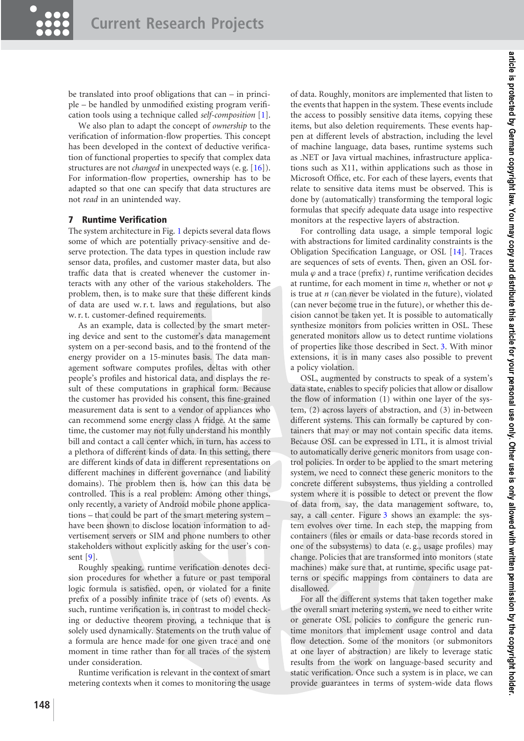be translated into proof obligations that can – in principle – be handled by unmodified existing program verification tools using a technique called *self-composition* [1].

We also plan to adapt the concept of *ownership* to the verification of information-flow properties. This concept has been developed in the context of deductive verification of functional properties to specify that complex data structures are not *changed* in unexpected ways (e. g. [16]). For information-flow properties, ownership has to be adapted so that one can specify that data structures are not *read* in an unintended way.

## 7 Runtime Verification

The system architecture in Fig. 1 depicts several data flows some of which are potentially privacy-sensitive and deserve protection. The data types in question include raw sensor data, profiles, and customer master data, but also traffic data that is created whenever the customer interacts with any other of the various stakeholders. The problem, then, is to make sure that these different kinds of data are used w. r. t. laws and regulations, but also w. r. t. customer-defined requirements.

As an example, data is collected by the smart metering device and sent to the customer's data management system on a per-second basis, and to the frontend of the energy provider on a 15-minutes basis. The data management software computes profiles, deltas with other people's profiles and historical data, and displays the result of these computations in graphical form. Because the customer has provided his consent, this fine-grained measurement data is sent to a vendor of appliances who can recommend some energy class A fridge. At the same time, the customer may not fully understand his monthly bill and contact a call center which, in turn, has access to a plethora of different kinds of data. In this setting, there are different kinds of data in different representations on different machines in different governance (and liability domains). The problem then is, how can this data be controlled. This is a real problem: Among other things, only recently, a variety of Android mobile phone applications – that could be part of the smart metering system – have been shown to disclose location information to advertisement servers or SIM and phone numbers to other stakeholders without explicitly asking for the user's consent [9].

Roughly speaking, runtime verification denotes decision procedures for whether a future or past temporal logic formula is satisfied, open, or violated for a finite prefix of a possibly infinite trace of (sets of) events. As such, runtime verification is, in contrast to model checking or deductive theorem proving, a technique that is solely used dynamically. Statements on the truth value of a formula are hence made for one given trace and one moment in time rather than for all traces of the system under consideration.

Runtime verification is relevant in the context of smart metering contexts when it comes to monitoring the usage of data. Roughly, monitors are implemented that listen to the events that happen in the system. These events include the access to possibly sensitive data items, copying these items, but also deletion requirements. These events happen at different levels of abstraction, including the level of machine language, data bases, runtime systems such as .NET or Java virtual machines, infrastructure applications such as X11, within applications such as those in Microsoft Office, etc. For each of these layers, events that relate to sensitive data items must be observed. This is done by (automatically) transforming the temporal logic formulas that specify adequate data usage into respective monitors at the respective layers of abstraction.

For controlling data usage, a simple temporal logic with abstractions for limited cardinality constraints is the Obligation Specification Language, or OSL [14]. Traces are sequences of sets of events. Then, given an OSL formula $\varphi$ and a trace (prefix) $t$, runtime verification decides at runtime, for each moment in time $n$, whether or not $\varphi$ is true at $n$ (can never be violated in the future), violated (can never become true in the future), or whether this decision cannot be taken yet. It is possible to automatically synthesize monitors from policies written in OSL. These generated monitors allow us to detect runtime violations of properties like those described in Sect. 3. With minor extensions, it is in many cases also possible to prevent a policy violation.

OSL, augmented by constructs to speak of a system's data state, enables to specify policies that allow or disallow the flow of information (1) within one layer of the system, (2) across layers of abstraction, and (3) in-between different systems. This can formally be captured by containers that may or may not contain specific data items. Because OSL can be expressed in LTL, it is almost trivial to automatically derive generic monitors from usage control policies. In order to be applied to the smart metering system, we need to connect these generic monitors to the concrete different subsystems, thus yielding a controlled system where it is possible to detect or prevent the flow of data from, say, the data management software, to, say, a call center. Figure 3 shows an example: the system evolves over time. In each step, the mapping from containers (files or emails or data-base records stored in one of the subsystems) to data (e. g., usage profiles) may change. Policies that are transformed into monitors (state machines) make sure that, at runtime, specific usage patterns or specific mappings from containers to data are disallowed.

For all the different systems that taken together make the overall smart metering system, we need to either write or generate OSL policies to configure the generic runtime monitors that implement usage control and data flow detection. Some of the monitors (or submonitors at one layer of abstraction) are likely to leverage static results from the work on language-based security and static verification. Once such a system is in place, we can provide guarantees in terms of system-wide data flows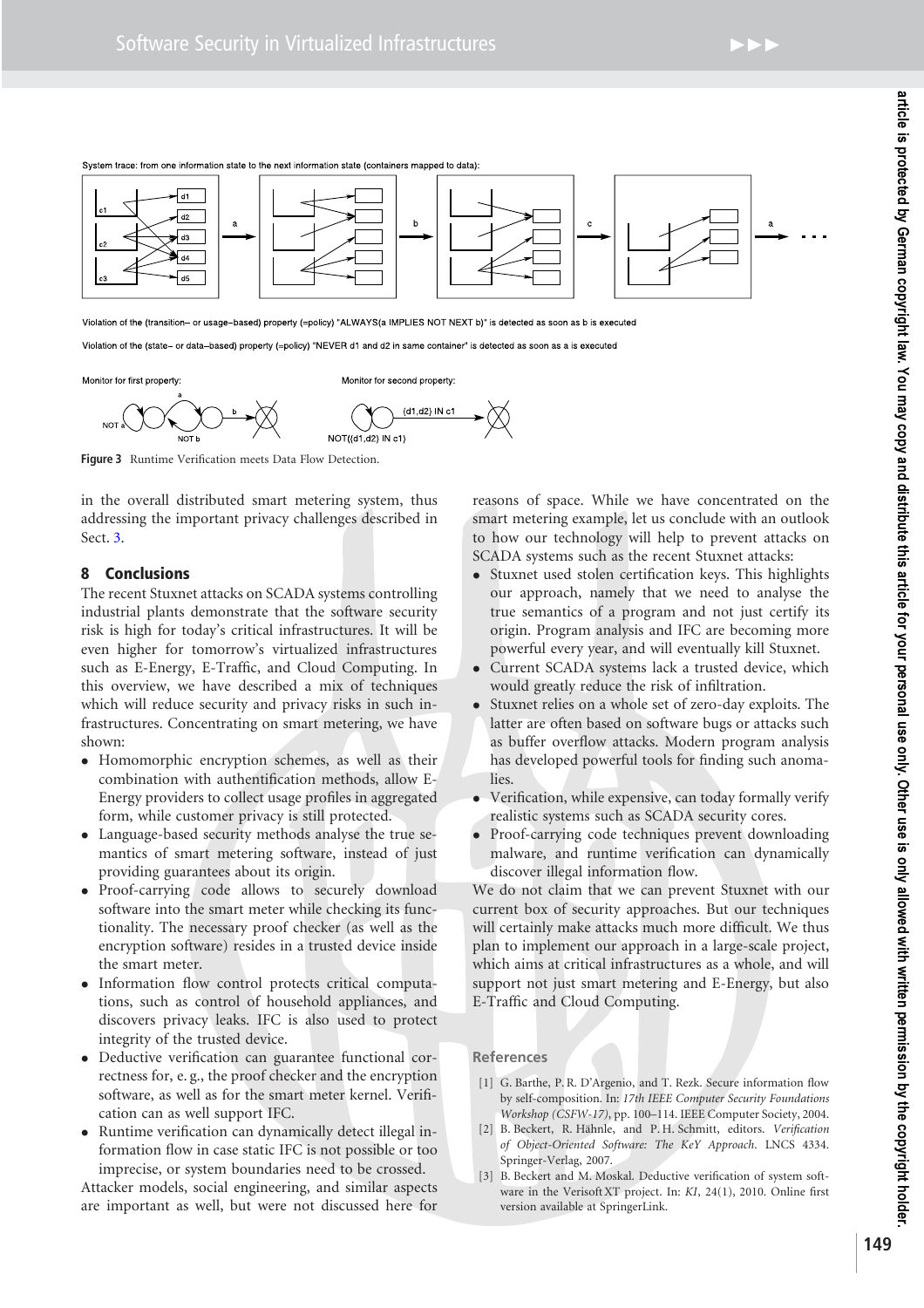System trace: from one information state to the next information state (containers mapped to data):

Violation of the (transition– or usage–based) property (=policy) "ALWAYS(a IMPLIES NOT NEXT b)" is detected as soon as b is executed

Violation of the (state– or data–based) property (=policy) "NEVER d1 and d2 in same container" is detected as soon as a is executed

Monitor for first property: Monitor for second property:

**Figure 3** Runtime Verification meets Data Flow Detection.

in the overall distributed smart metering system, thus addressing the important privacy challenges described in Sect. 3.

## 8 Conclusions

The recent Stuxnet attacks on SCADA systems controlling industrial plants demonstrate that the software security risk is high for today's critical infrastructures. It will be even higher for tomorrow's virtualized infrastructures such as E-Energy, E-Traffic, and Cloud Computing. In this overview, we have described a mix of techniques which will reduce security and privacy risks in such infrastructures. Concentrating on smart metering, we have shown:

- Homomorphic encryption schemes, as well as their combination with authentification methods, allow E-Energy providers to collect usage profiles in aggregated form, while customer privacy is still protected.
- Language-based security methods analyse the true semantics of smart metering software, instead of just providing guarantees about its origin.
- Proof-carrying code allows to securely download software into the smart meter while checking its functionality. The necessary proof checker (as well as the encryption software) resides in a trusted device inside the smart meter.
- Information flow control protects critical computations, such as control of household appliances, and discovers privacy leaks. IFC is also used to protect integrity of the trusted device.
- Deductive verification can guarantee functional correctness for, e. g., the proof checker and the encryption software, as well as for the smart meter kernel. Verification can as well support IFC.
- Runtime verification can dynamically detect illegal information flow in case static IFC is not possible or too imprecise, or system boundaries need to be crossed.

Attacker models, social engineering, and similar aspects are important as well, but were not discussed here for reasons of space. While we have concentrated on the smart metering example, let us conclude with an outlook to how our technology will help to prevent attacks on SCADA systems such as the recent Stuxnet attacks:

- Stuxnet used stolen certification keys. This highlights our approach, namely that we need to analyse the true semantics of a program and not just certify its origin. Program analysis and IFC are becoming more powerful every year, and will eventually kill Stuxnet.
- Current SCADA systems lack a trusted device, which would greatly reduce the risk of infiltration.
- Stuxnet relies on a whole set of zero-day exploits. The latter are often based on software bugs or attacks such as buffer overflow attacks. Modern program analysis has developed powerful tools for finding such anomalies.
- Verification, while expensive, can today formally verify realistic systems such as SCADA security cores.
- Proof-carrying code techniques prevent downloading malware, and runtime verification can dynamically discover illegal information flow.

We do not claim that we can prevent Stuxnet with our current box of security approaches. But our techniques will certainly make attacks much more difficult. We thus plan to implement our approach in a large-scale project, which aims at critical infrastructures as a whole, and will support not just smart metering and E-Energy, but also E-Traffic and Cloud Computing.

### References

[1] G. Barthe, P. R. D'Argenio, and T. Rezk. Secure information flow by self-composition. In: *17th IEEE Computer Security Foundations Workshop (CSFW-17)*, pp. 100–114. IEEE Computer Society, 2004.

[2] B. Beckert, R. Hähnle, and P. H. Schmitt, editors. *Verification of Object-Oriented Software: The KeY Approach*. LNCS 4334. Springer-Verlag, 2007.

[3] B. Beckert and M. Moskal. Deductive verification of system software in the Verisoft XT project. In: *KI*, 24(1), 2010. Online first version available at SpringerLink.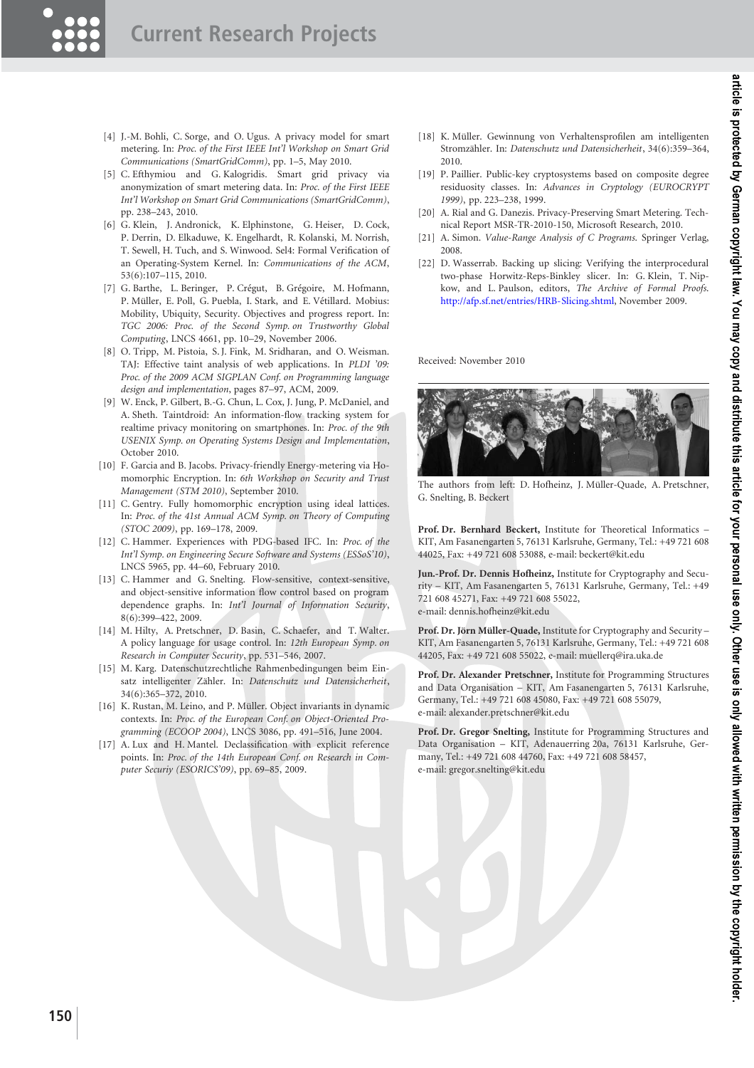[4] J.-M. Bohli, C. Sorge, and O. Ugus. A privacy model for smart metering. In: *Proc. of the First IEEE Int'l Workshop on Smart Grid Communications (SmartGridComm)*, pp. 1–5, May 2010.

[5] C. Efthymiou and G. Kalogridis. Smart grid privacy via anonymization of smart metering data. In: *Proc. of the First IEEE Int'l Workshop on Smart Grid Communications (SmartGridComm)*, pp. 238–243, 2010.

[6] G. Klein, J. Andronick, K. Elphinstone, G. Heiser, D. Cock, P. Derrin, D. Elkaduwe, K. Engelhardt, R. Kolanski, M. Norrish, T. Sewell, H. Tuch, and S. Winwood. Sel4: Formal Verification of an Operating-System Kernel. In: *Communications of the ACM*, 53(6):107–115, 2010.

[7] G. Barthe, L. Beringer, P. Crégut, B. Grégoire, M. Hofmann, P. Müller, E. Poll, G. Puebla, I. Stark, and E. Vétillard. Mobius: Mobility, Ubiquity, Security. Objectives and progress report. In: *TGC 2006: Proc. of the Second Symp. on Trustworthy Global Computing*, LNCS 4661, pp. 10–29, November 2006.

[8] O. Tripp, M. Pistoia, S. J. Fink, M. Sridharan, and O. Weisman. TAJ: Effective taint analysis of web applications. In *PLDI '09: Proc. of the 2009 ACM SIGPLAN Conf. on Programming language design and implementation*, pages 87–97, ACM, 2009.

[9] W. Enck, P. Gilbert, B.-G. Chun, L. Cox, J. Jung, P. McDaniel, and A. Sheth. Taintdroid: An information-flow tracking system for realtime privacy monitoring on smartphones. In: *Proc. of the 9th USENIX Symp. on Operating Systems Design and Implementation*, October 2010.

[10] F. Garcia and B. Jacobs. Privacy-friendly Energy-metering via Homomorphic Encryption. In: *6th Workshop on Security and Trust Management (STM 2010)*, September 2010.

[11] C. Gentry. Fully homomorphic encryption using ideal lattices. In: *Proc. of the 41st Annual ACM Symp. on Theory of Computing (STOC 2009)*, pp. 169–178, 2009.

[12] C. Hammer. Experiences with PDG-based IFC. In: *Proc. of the Int'l Symp. on Engineering Secure Software and Systems (ESSoS'10)*, LNCS 5965, pp. 44–60, February 2010.

[13] C. Hammer and G. Snelting. Flow-sensitive, context-sensitive, and object-sensitive information flow control based on program dependence graphs. In: *Int'l Journal of Information Security*, 8(6):399–422, 2009.

[14] M. Hilty, A. Pretschner, D. Basin, C. Schaefer, and T. Walter. A policy language for usage control. In: *12th European Symp. on Research in Computer Security*, pp. 531–546, 2007.

[15] M. Karg. Datenschutzrechtliche Rahmenbedingungen beim Einsatz intelligenter Zähler. In: *Datenschutz und Datensicherheit*, 34(6):365–372, 2010.

[16] K. Rustan, M. Leino, and P. Müller. Object invariants in dynamic contexts. In: *Proc. of the European Conf. on Object-Oriented Programming (ECOOP 2004)*, LNCS 3086, pp. 491–516, June 2004.

[17] A. Lux and H. Mantel. Declassification with explicit reference points. In: *Proc. of the 14th European Conf. on Research in Computer Securiy (ESORICS'09)*, pp. 69–85, 2009.

[18] K. Müller. Gewinnung von Verhaltensprofilen am intelligenten Stromzähler. In: *Datenschutz und Datensicherheit*, 34(6):359–364, 2010.

[19] P. Paillier. Public-key cryptosystems based on composite degree residuosity classes. In: *Advances in Cryptology (EUROCRYPT 1999)*, pp. 223–238, 1999.

[20] A. Rial and G. Danezis. Privacy-Preserving Smart Metering. Technical Report MSR-TR-2010-150, Microsoft Research, 2010.

[21] A. Simon. *Value-Range Analysis of C Programs.* Springer Verlag, 2008.

[22] D. Wasserrab. Backing up slicing: Verifying the interprocedural two-phase Horwitz-Reps-Binkley slicer. In: G. Klein, T. Nipkow, and L. Paulson, editors, *The Archive of Formal Proofs.* http://afp.sf.net/entries/HRB-Slicing.shtml, November 2009.

Received: November 2010

The authors from left: D. Hofheinz, J. Müller-Quade, A. Pretschner, G. Snelting, B. Beckert

**Prof. Dr. Bernhard Beckert,** Institute for Theoretical Informatics – KIT, Am Fasanengarten 5, 76131 Karlsruhe, Germany, Tel.: +49 721 608 44025, Fax: +49 721 608 53088, e-mail: beckert@kit.edu

**Jun.-Prof. Dr. Dennis Hofheinz,** Institute for Cryptography and Security – KIT, Am Fasanengarten 5, 76131 Karlsruhe, Germany, Tel.: +49 721 608 45271, Fax: +49 721 608 55022, e-mail: dennis.hofheinz@kit.edu

**Prof. Dr. Jörn Müller-Quade,** Institute for Cryptography and Security – KIT, Am Fasanengarten 5, 76131 Karlsruhe, Germany, Tel.: +49 721 608 44205, Fax: +49 721 608 55022, e-mail: muellerq@ira.uka.de

**Prof. Dr. Alexander Pretschner,** Institute for Programming Structures and Data Organisation – KIT, Am Fasanengarten 5, 76131 Karlsruhe, Germany, Tel.: +49 721 608 45080, Fax: +49 721 608 55079, e-mail: alexander.pretschner@kit.edu

**Prof. Dr. Gregor Snelting,** Institute for Programming Structures and Data Organisation – KIT, Adenauerring 20a, 76131 Karlsruhe, Germany, Tel.: +49 721 608 44760, Fax: +49 721 608 58457, e-mail: gregor.snelting@kit.edu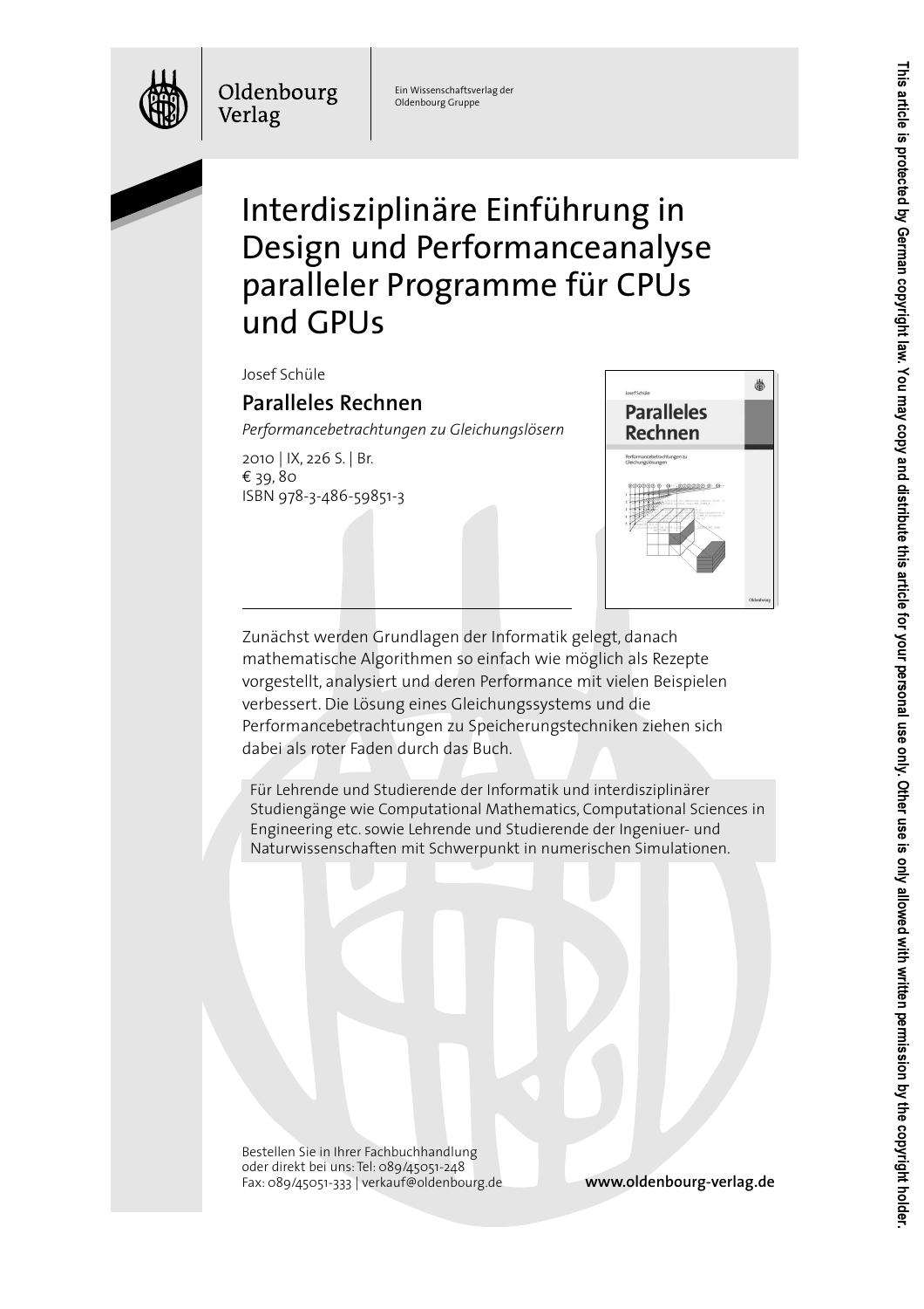Oldenbourg Verlag

Ein Wissenschaftsverlag der Oldenbourg Gruppe

# Interdisziplinäre Einführung in Design und Performanceanalyse paralleler Programme für CPUs und GPUs

Josef Schüle

## Paralleles Rechnen

*Performancebetrachtungen zu Gleichungslösern*

2010 | IX, 226 S. | Br.
€ 39, 80
ISBN 978-3-486-59851-3

Zunächst werden Grundlagen der Informatik gelegt, danach mathematische Algorithmen so einfach wie möglich als Rezepte vorgestellt, analysiert und deren Performance mit vielen Beispielen verbessert. Die Lösung eines Gleichungssystems und die Performancebetrachtungen zu Speicherungstechniken ziehen sich dabei als roter Faden durch das Buch.

Für Lehrende und Studierende der Informatik und interdisziplinärer Studiengänge wie Computational Mathematics, Computational Sciences in Engineering etc. sowie Lehrende und Studierende der Ingeniuer- und Naturwissenschaften mit Schwerpunkt in numerischen Simulationen.

Bestellen Sie in Ihrer Fachbuchhandlung
oder direkt bei uns: Tel: 089/45051-248
Fax: 089/45051-333 | verkauf@oldenbourg.de

**www.oldenbourg-verlag.de**

**This article is protected by German copyright law. You may copy and distribute this article for your personal use only. Other use is only allowed with written permission by the copyright holder.**